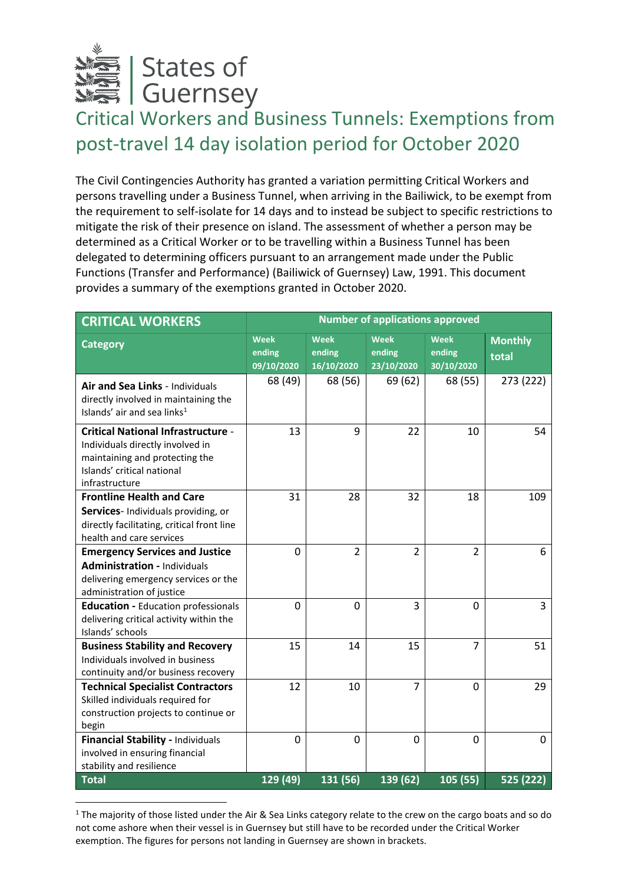States of Guernsey

# Critical Workers and Business Tunnels: Exemptions from post-travel 14 day isolation period for October 2020

The Civil Contingencies Authority has granted a variation permitting Critical Workers and persons travelling under a Business Tunnel, when arriving in the Bailiwick, to be exempt from the requirement to self-isolate for 14 days and to instead be subject to specific restrictions to mitigate the risk of their presence on island. The assessment of whether a person may be determined as a Critical Worker or to be travelling within a Business Tunnel has been delegated to determining officers pursuant to an arrangement made under the Public Functions (Transfer and Performance) (Bailiwick of Guernsey) Law, 1991. This document provides a summary of the exemptions granted in October 2020.

| **CRITICAL WORKERS** | **Number of applications approved** | | | | |
|---|---|---|---|---|---|
| **Category** | **Week ending 09/10/2020** | **Week ending 16/10/2020** | **Week ending 23/10/2020** | **Week ending 30/10/2020** | **Monthly total** |
| **Air and Sea Links** - Individuals directly involved in maintaining the Islands' air and sea links[1] | 68 (49) | 68 (56) | 69 (62) | 68 (55) | 273 (222) |
| **Critical National Infrastructure** - Individuals directly involved in maintaining and protecting the Islands' critical national infrastructure | 13 | 9 | 22 | 10 | 54 |
| **Frontline Health and Care Services**- Individuals providing, or directly facilitating, critical front line health and care services | 31 | 28 | 32 | 18 | 109 |
| **Emergency Services and Justice Administration -** Individuals delivering emergency services or the administration of justice | 0 | 2 | 2 | 2 | 6 |
| **Education -** Education professionals delivering critical activity within the Islands' schools | 0 | 0 | 3 | 0 | 3 |
| **Business Stability and Recovery** Individuals involved in business continuity and/or business recovery | 15 | 14 | 15 | 7 | 51 |
| **Technical Specialist Contractors** Skilled individuals required for construction projects to continue or begin | 12 | 10 | 7 | 0 | 29 |
| **Financial Stability -** Individuals involved in ensuring financial stability and resilience | 0 | 0 | 0 | 0 | 0 |
| **Total** | **129 (49)** | **131 (56)** | **139 (62)** | **105 (55)** | **525 (222)** |

[1] The majority of those listed under the Air & Sea Links category relate to the crew on the cargo boats and so do not come ashore when their vessel is in Guernsey but still have to be recorded under the Critical Worker exemption. The figures for persons not landing in Guernsey are shown in brackets.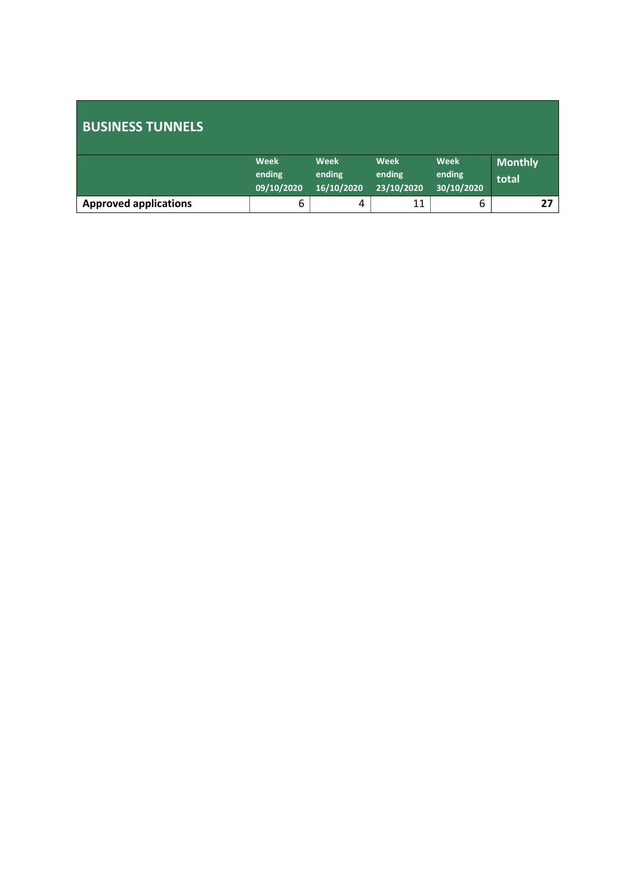## BUSINESS TUNNELS

| | Week ending 09/10/2020 | Week ending 16/10/2020 | Week ending 23/10/2020 | Week ending 30/10/2020 | Monthly total |
|---|---|---|---|---|---|
| **Approved applications** | 6 | 4 | 11 | 6 | **27** |